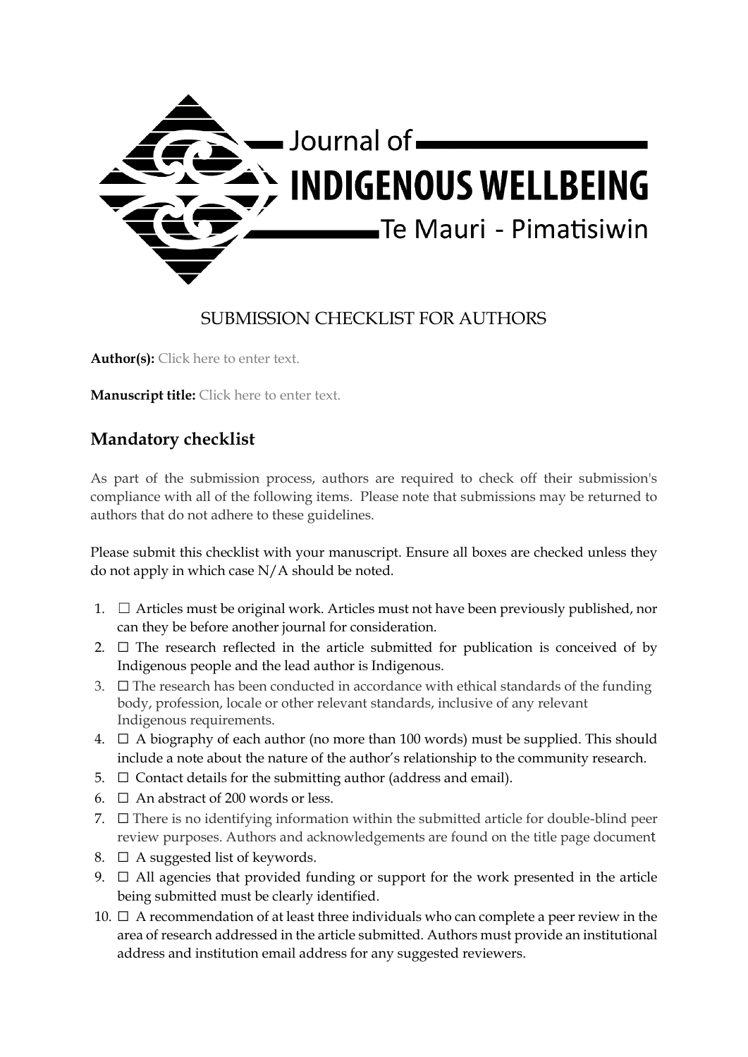Journal of
INDIGENOUS WELLBEING
Te Mauri - Pimatisiwin

# SUBMISSION CHECKLIST FOR AUTHORS

**Author(s):** Click here to enter text.

**Manuscript title:** Click here to enter text.

## Mandatory checklist

As part of the submission process, authors are required to check off their submission's compliance with all of the following items. Please note that submissions may be returned to authors that do not adhere to these guidelines.

Please submit this checklist with your manuscript. Ensure all boxes are checked unless they do not apply in which case N/A should be noted.

1. ☐ Articles must be original work. Articles must not have been previously published, nor can they be before another journal for consideration.
2. ☐ The research reflected in the article submitted for publication is conceived of by Indigenous people and the lead author is Indigenous.
3. ☐ The research has been conducted in accordance with ethical standards of the funding body, profession, locale or other relevant standards, inclusive of any relevant Indigenous requirements.
4. ☐ A biography of each author (no more than 100 words) must be supplied. This should include a note about the nature of the author's relationship to the community research.
5. ☐ Contact details for the submitting author (address and email).
6. ☐ An abstract of 200 words or less.
7. ☐ There is no identifying information within the submitted article for double-blind peer review purposes. Authors and acknowledgements are found on the title page document
8. ☐ A suggested list of keywords.
9. ☐ All agencies that provided funding or support for the work presented in the article being submitted must be clearly identified.
10. ☐ A recommendation of at least three individuals who can complete a peer review in the area of research addressed in the article submitted. Authors must provide an institutional address and institution email address for any suggested reviewers.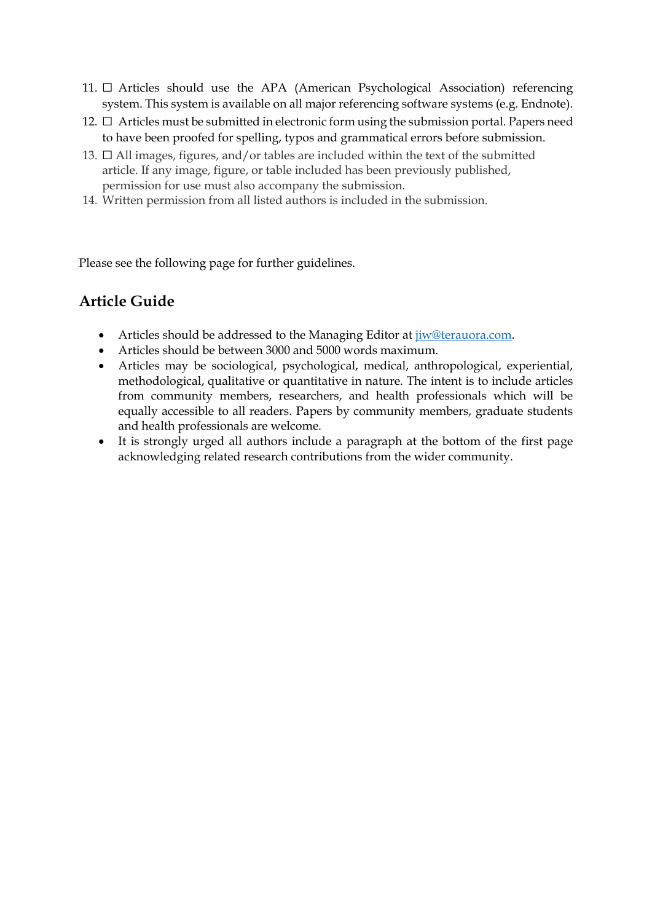11. ☐ Articles should use the APA (American Psychological Association) referencing system. This system is available on all major referencing software systems (e.g. Endnote).
12. ☐ Articles must be submitted in electronic form using the submission portal. Papers need to have been proofed for spelling, typos and grammatical errors before submission.
13. ☐ All images, figures, and/or tables are included within the text of the submitted article. If any image, figure, or table included has been previously published, permission for use must also accompany the submission.
14. Written permission from all listed authors is included in the submission.

Please see the following page for further guidelines.

## Article Guide

- Articles should be addressed to the Managing Editor at [jiw@terauora.com](mailto:jiw@terauora.com).
- Articles should be between 3000 and 5000 words maximum.
- Articles may be sociological, psychological, medical, anthropological, experiential, methodological, qualitative or quantitative in nature. The intent is to include articles from community members, researchers, and health professionals which will be equally accessible to all readers. Papers by community members, graduate students and health professionals are welcome.
- It is strongly urged all authors include a paragraph at the bottom of the first page acknowledging related research contributions from the wider community.